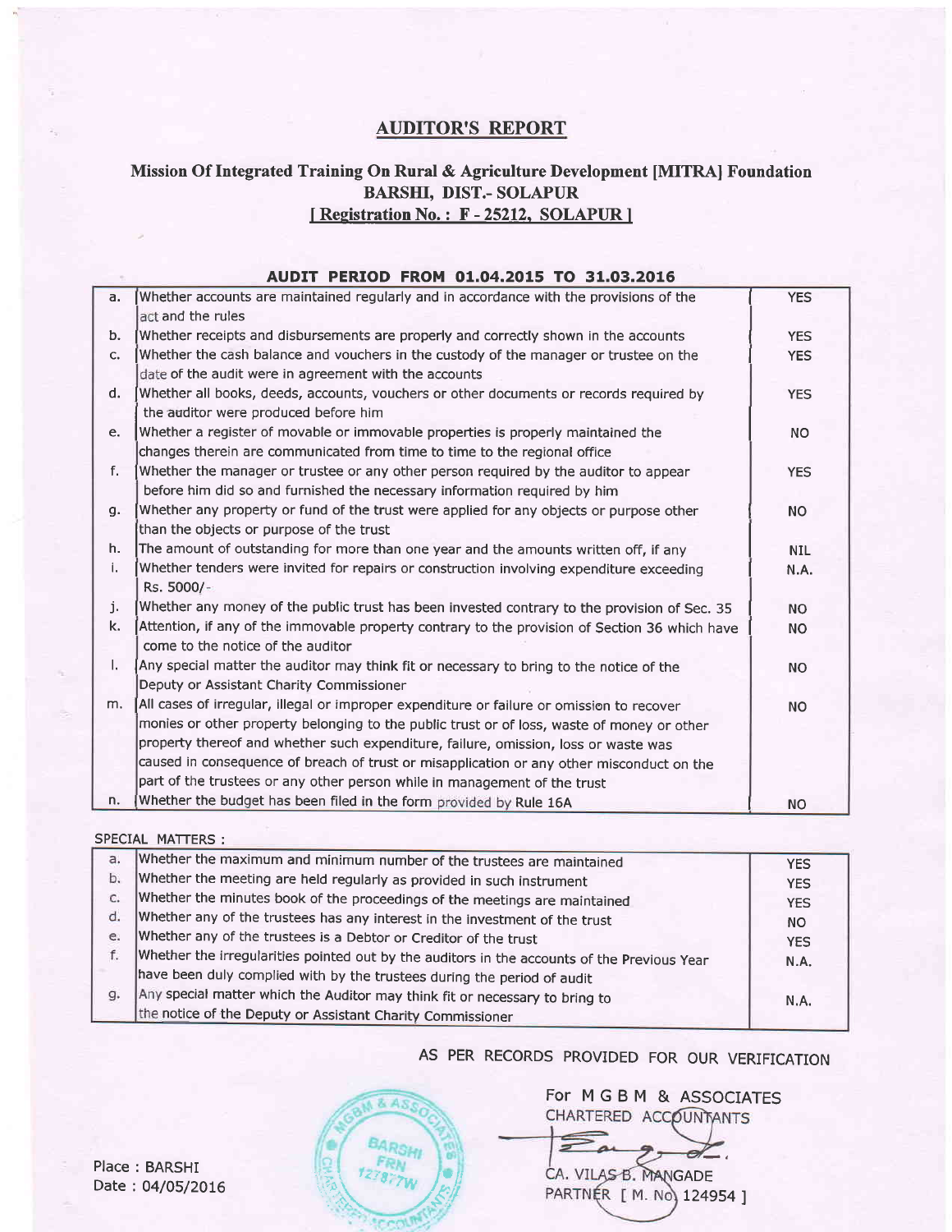# AUDITOR'S REPORT

## Mission Of Integrated Training On Rural & Agriculture Development [MITRA] Foundation
## BARSHI, DIST.- SOLAPUR
## [ Registration No. : F - 25212, SOLAPUR ]

**AUDIT PERIOD FROM 01.04.2015 TO 31.03.2016**

| | | |
|---|---|---|
| a. | Whether accounts are maintained regularly and in accordance with the provisions of the act and the rules | YES |
| b. | Whether receipts and disbursements are properly and correctly shown in the accounts | YES |
| c. | Whether the cash balance and vouchers in the custody of the manager or trustee on the date of the audit were in agreement with the accounts | YES |
| d. | Whether all books, deeds, accounts, vouchers or other documents or records required by the auditor were produced before him | YES |
| e. | Whether a register of movable or immovable properties is properly maintained the changes therein are communicated from time to time to the regional office | NO |
| f. | Whether the manager or trustee or any other person required by the auditor to appear before him did so and furnished the necessary information required by him | YES |
| g. | Whether any property or fund of the trust were applied for any objects or purpose other than the objects or purpose of the trust | NO |
| h. | The amount of outstanding for more than one year and the amounts written off, if any | NIL |
| i. | Whether tenders were invited for repairs or construction involving expenditure exceeding Rs. 5000/- | N.A. |
| j. | Whether any money of the public trust has been invested contrary to the provision of Sec. 35 | NO |
| k. | Attention, if any of the immovable property contrary to the provision of Section 36 which have come to the notice of the auditor | NO |
| l. | Any special matter the auditor may think fit or necessary to bring to the notice of the Deputy or Assistant Charity Commissioner | NO |
| m. | All cases of irregular, illegal or improper expenditure or failure or omission to recover monies or other property belonging to the public trust or of loss, waste of money or other property thereof and whether such expenditure, failure, omission, loss or waste was caused in consequence of breach of trust or misapplication or any other misconduct on the part of the trustees or any other person while in management of the trust | NO |
| n. | Whether the budget has been filed in the form provided by Rule 16A | NO |

SPECIAL MATTERS :

| | | |
|---|---|---|
| a. | Whether the maximum and minimum number of the trustees are maintained | YES |
| b. | Whether the meeting are held regularly as provided in such instrument | YES |
| c. | Whether the minutes book of the proceedings of the meetings are maintained | YES |
| d. | Whether any of the trustees has any interest in the investment of the trust | NO |
| e. | Whether any of the trustees is a Debtor or Creditor of the trust | YES |
| f. | Whether the irregularities pointed out by the auditors in the accounts of the Previous Year have been duly complied with by the trustees during the period of audit | N.A. |
| g. | Any special matter which the Auditor may think fit or necessary to bring to the notice of the Deputy or Assistant Charity Commissioner | N.A. |

AS PER RECORDS PROVIDED FOR OUR VERIFICATION

For M G B M & ASSOCIATES
CHARTERED ACCOUNTANTS

CA. VILAS B. MANGADE
PARTNER [ M. No. 124954 ]

Place : BARSHI
Date : 04/05/2016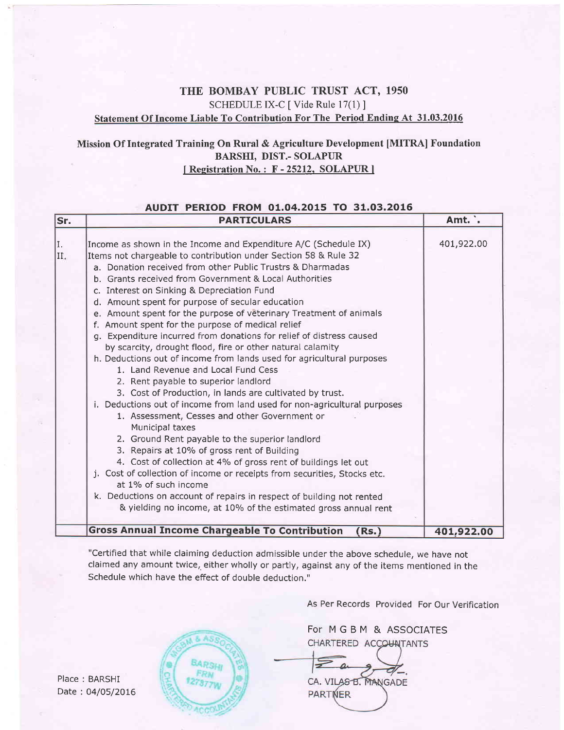# THE BOMBAY PUBLIC TRUST ACT, 1950

SCHEDULE IX-C [ Vide Rule 17(1) ]

**Statement Of Income Liable To Contribution For The Period Ending At 31.03.2016**

## Mission Of Integrated Training On Rural & Agriculture Development [MITRA] Foundation

**BARSHI, DIST.- SOLAPUR**

**[ Registration No. : F - 25212, SOLAPUR ]**

**AUDIT PERIOD FROM 01.04.2015 TO 31.03.2016**

| Sr. | PARTICULARS | Amt. `. |
|---|---|---|
| I. | Income as shown in the Income and Expenditure A/C (Schedule IX) | 401,922.00 |
| II. | Items not chargeable to contribution under Section 58 & Rule 32 | |
| | a. Donation received from other Public Trustrs & Dharmadas | |
| | b. Grants received from Government & Local Authorities | |
| | c. Interest on Sinking & Depreciation Fund | |
| | d. Amount spent for purpose of secular education | |
| | e. Amount spent for the purpose of veterinary Treatment of animals | |
| | f. Amount spent for the purpose of medical relief | |
| | g. Expenditure incurred from donations for relief of distress caused by scarcity, drought flood, fire or other natural calamity | |
| | h. Deductions out of income from lands used for agricultural purposes | |
| | 1. Land Revenue and Local Fund Cess | |
| | 2. Rent payable to superior landlord | |
| | 3. Cost of Production, in lands are cultivated by trust. | |
| | i. Deductions out of income from land used for non-agricultural purposes | |
| | 1. Assessment, Cesses and other Government or Municipal taxes | |
| | 2. Ground Rent payable to the superior landlord | |
| | 3. Repairs at 10% of gross rent of Building | |
| | 4. Cost of collection at 4% of gross rent of buildings let out | |
| | j. Cost of collection of income or receipts from securities, Stocks etc. at 1% of such income | |
| | k. Deductions on account of repairs in respect of building not rented & yielding no income, at 10% of the estimated gross annual rent | |
| | **Gross Annual Income Chargeable To Contribution (Rs.)** | **401,922.00** |

"Certified that while claiming deduction admissible under the above schedule, we have not claimed any amount twice, either wholly or partly, against any of the items mentioned in the Schedule which have the effect of double deduction."

As Per Records Provided For Our Verification

For M G B M & ASSOCIATES
CHARTERED ACCOUNTANTS

CA. VILAS B. MANGADE
PARTNER

Place : BARSHI
Date : 04/05/2016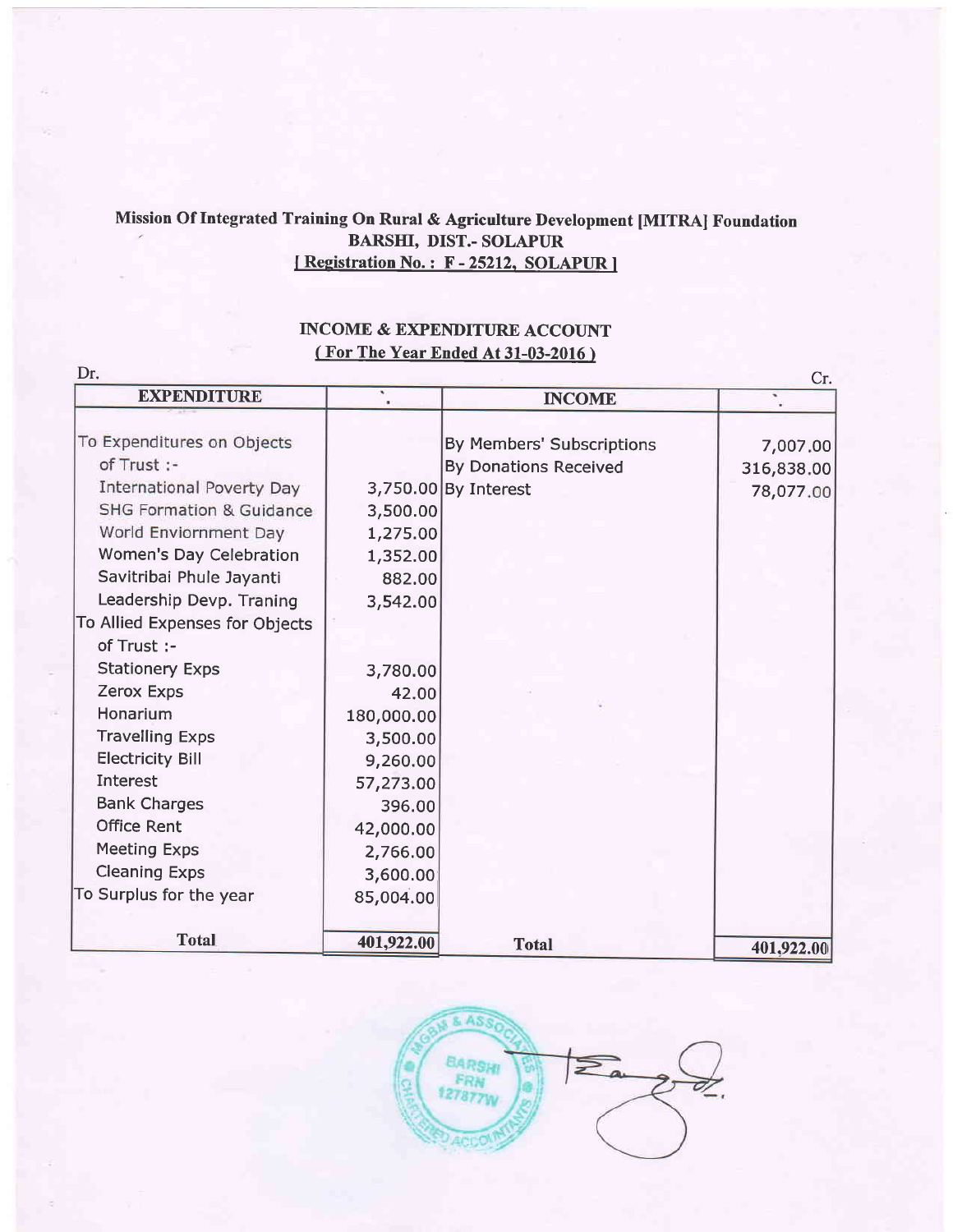**Mission Of Integrated Training On Rural & Agriculture Development [MITRA] Foundation**
**BARSHI, DIST.- SOLAPUR**
**[ Registration No. : F - 25212, SOLAPUR ]**

**INCOME & EXPENDITURE ACCOUNT**
**( For The Year Ended At 31-03-2016 )**

Dr. Cr.

| EXPENDITURE | ` | INCOME | ` |
|---|---|---|---|
| To Expenditures on Objects of Trust :- | | By Members' Subscriptions | 7,007.00 |
| International Poverty Day | 3,750.00 | By Donations Received | 316,838.00 |
| SHG Formation & Guidance | 3,500.00 | By Interest | 78,077.00 |
| World Enviornment Day | 1,275.00 | | |
| Women's Day Celebration | 1,352.00 | | |
| Savitribai Phule Jayanti | 882.00 | | |
| Leadership Devp. Traning | 3,542.00 | | |
| To Allied Expenses for Objects of Trust :- | | | |
| Stationery Exps | 3,780.00 | | |
| Zerox Exps | 42.00 | | |
| Honarium | 180,000.00 | | |
| Travelling Exps | 3,500.00 | | |
| Electricity Bill | 9,260.00 | | |
| Interest | 57,273.00 | | |
| Bank Charges | 396.00 | | |
| Office Rent | 42,000.00 | | |
| Meeting Exps | 2,766.00 | | |
| Cleaning Exps | 3,600.00 | | |
| To Surplus for the year | 85,004.00 | | |
| **Total** | **401,922.00** | **Total** | **401,922.00** |

MGBM & ASSOCIATES CHARTERED ACCOUNTANTS BARSHI FRN 127877W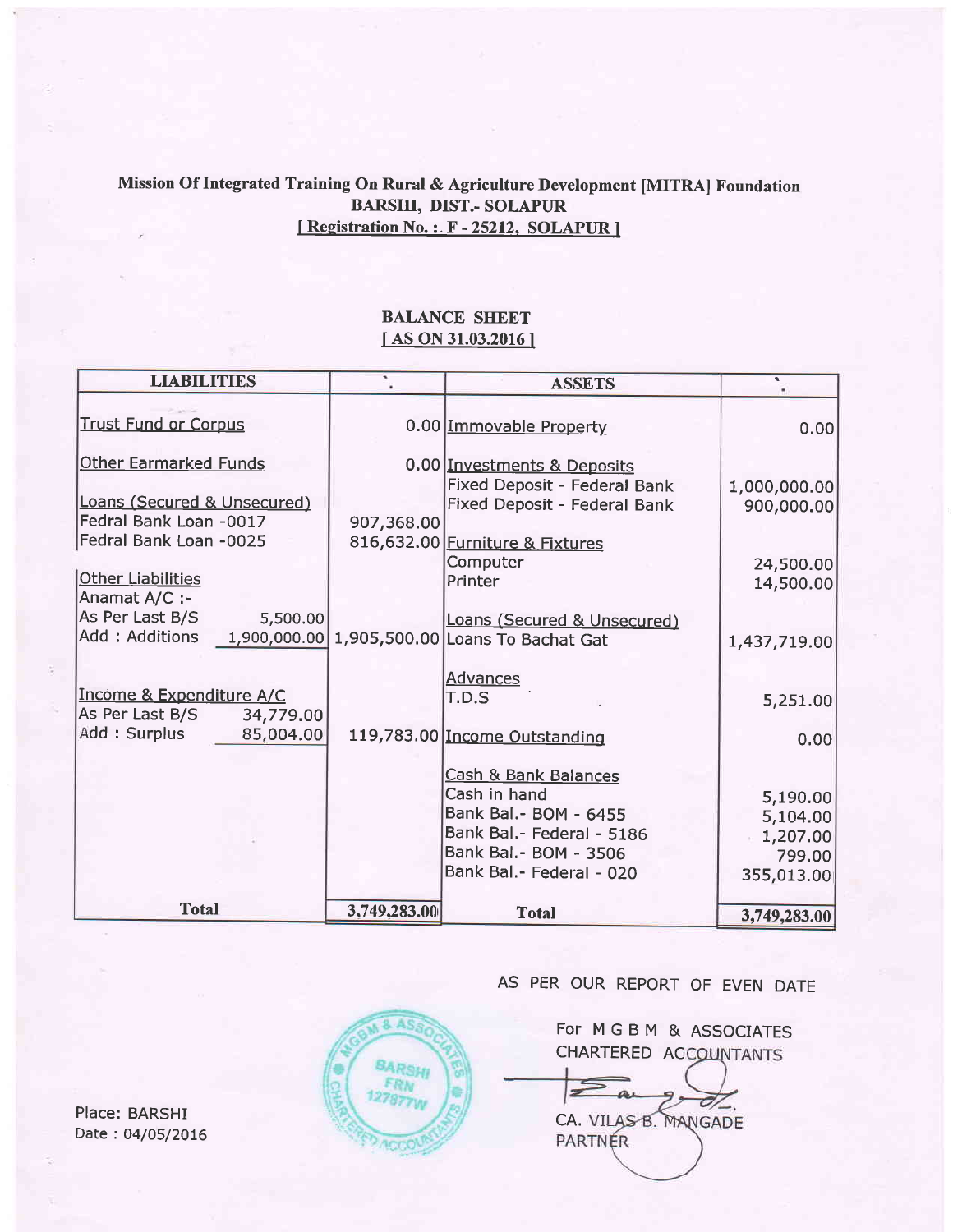**Mission Of Integrated Training On Rural & Agriculture Development [MITRA] Foundation**
**BARSHI, DIST.- SOLAPUR**
**[ Registration No. :. F - 25212, SOLAPUR ]**

**BALANCE SHEET**
**[ AS ON 31.03.2016 ]**

| LIABILITIES | | ` | ASSETS | ` |
|---|---|---|---|---|
| Trust Fund or Corpus | | 0.00 | Immovable Property | 0.00 |
| Other Earmarked Funds | | 0.00 | Investments & Deposits | |
| | | | Fixed Deposit - Federal Bank | 1,000,000.00 |
| Loans (Secured & Unsecured) | | | Fixed Deposit - Federal Bank | 900,000.00 |
| Fedral Bank Loan -0017 | | 907,368.00 | | |
| Fedral Bank Loan -0025 | | 816,632.00 | Furniture & Fixtures | |
| | | | Computer | 24,500.00 |
| Other Liabilities | | | Printer | 14,500.00 |
| Anamat A/C :- | | | | |
| As Per Last B/S | 5,500.00 | | Loans (Secured & Unsecured) | |
| Add : Additions | 1,900,000.00 | 1,905,500.00 | Loans To Bachat Gat | 1,437,719.00 |
| | | | Advances | |
| Income & Expenditure A/C | | | T.D.S | 5,251.00 |
| As Per Last B/S | 34,779.00 | | | |
| Add : Surplus | 85,004.00 | 119,783.00 | Income Outstanding | 0.00 |
| | | | Cash & Bank Balances | |
| | | | Cash in hand | 5,190.00 |
| | | | Bank Bal.- BOM - 6455 | 5,104.00 |
| | | | Bank Bal.- Federal - 5186 | 1,207.00 |
| | | | Bank Bal.- BOM - 3506 | 799.00 |
| | | | Bank Bal.- Federal - 020 | 355,013.00 |
| **Total** | | **3,749,283.00** | **Total** | **3,749,283.00** |

AS PER OUR REPORT OF EVEN DATE

For M G B M & ASSOCIATES
CHARTERED ACCOUNTANTS

MGBM & ASSOCIATES CHARTERED ACCOUNTANTS BARSHI FRN 127877W

CA. VILAS B. MANGADE
PARTNER

Place: BARSHI
Date : 04/05/2016